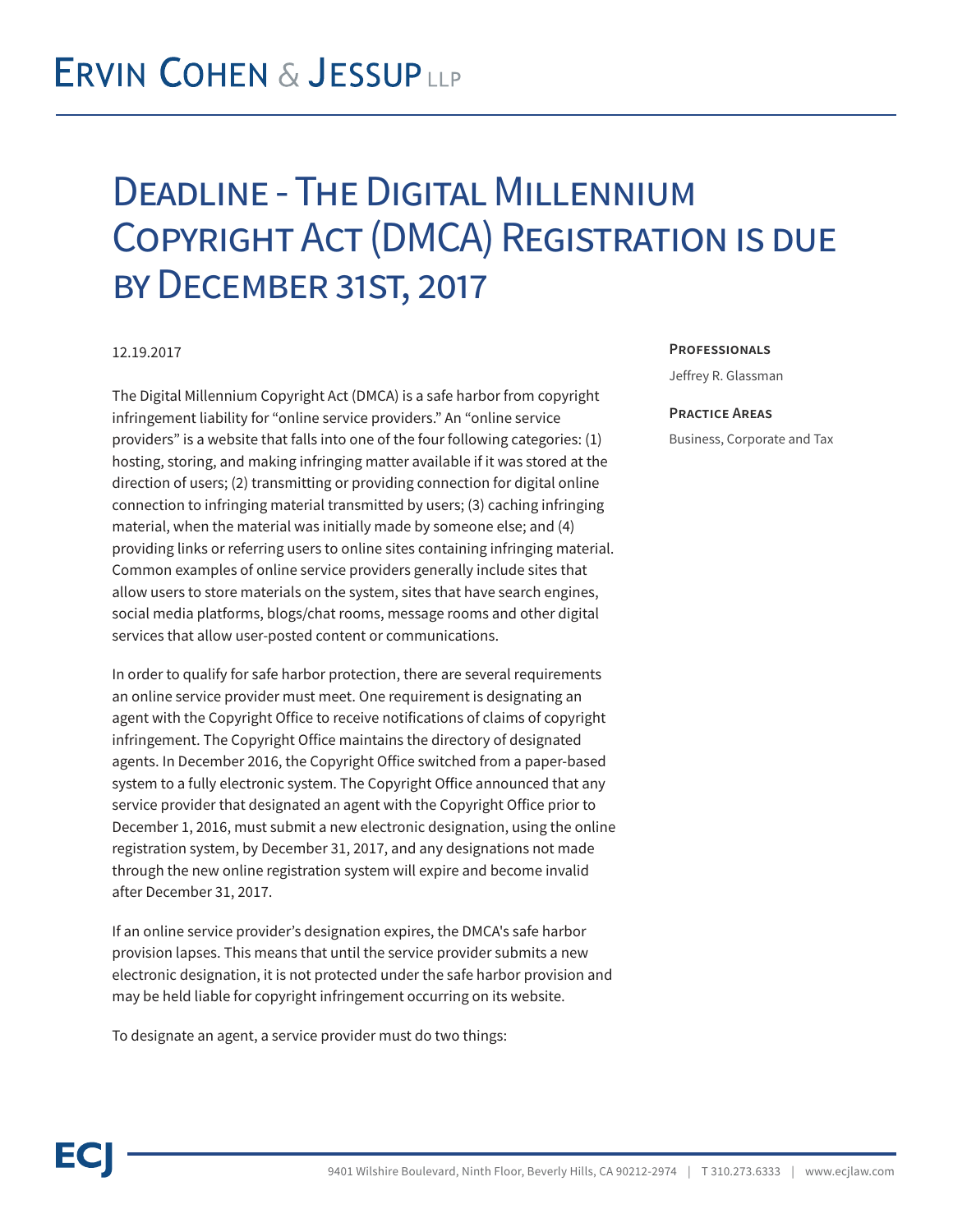# Deadline - The Digital Millennium Copyright Act (DMCA) Registration is due by December 31st, 2017

12.19.2017

**Professionals**

Jeffrey R. Glassman

**Practice Areas**

Business, Corporate and Tax

The Digital Millennium Copyright Act (DMCA) is a safe harbor from copyright infringement liability for "online service providers." An "online service providers" is a website that falls into one of the four following categories: (1) hosting, storing, and making infringing matter available if it was stored at the direction of users; (2) transmitting or providing connection for digital online connection to infringing material transmitted by users; (3) caching infringing material, when the material was initially made by someone else; and (4) providing links or referring users to online sites containing infringing material. Common examples of online service providers generally include sites that allow users to store materials on the system, sites that have search engines, social media platforms, blogs/chat rooms, message rooms and other digital services that allow user-posted content or communications.

In order to qualify for safe harbor protection, there are several requirements an online service provider must meet. One requirement is designating an agent with the Copyright Office to receive notifications of claims of copyright infringement. The Copyright Office maintains the directory of designated agents. In December 2016, the Copyright Office switched from a paper-based system to a fully electronic system. The Copyright Office announced that any service provider that designated an agent with the Copyright Office prior to December 1, 2016, must submit a new electronic designation, using the online registration system, by December 31, 2017, and any designations not made through the new online registration system will expire and become invalid after December 31, 2017.

If an online service provider's designation expires, the DMCA's safe harbor provision lapses. This means that until the service provider submits a new electronic designation, it is not protected under the safe harbor provision and may be held liable for copyright infringement occurring on its website.

To designate an agent, a service provider must do two things: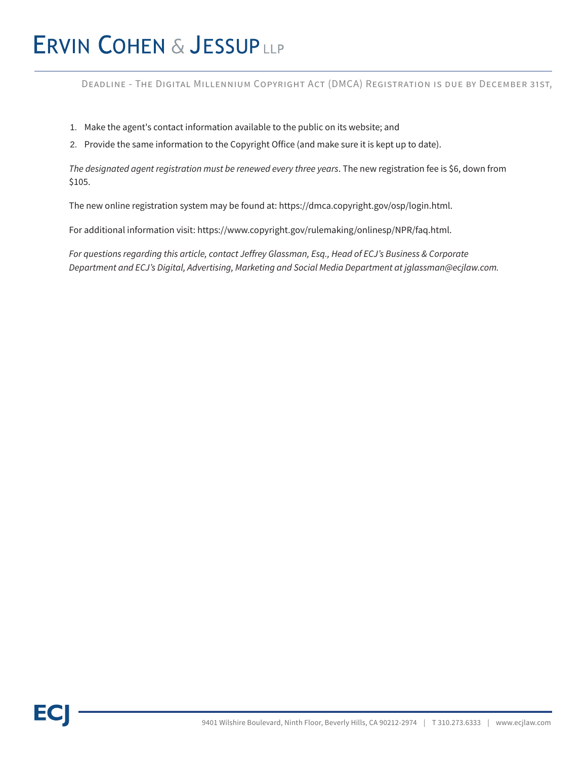1. Make the agent's contact information available to the public on its website; and
2. Provide the same information to the Copyright Office (and make sure it is kept up to date).

*The designated agent registration must be renewed every three years*. The new registration fee is $6, down from $105.

The new online registration system may be found at: https://dmca.copyright.gov/osp/login.html.

For additional information visit: https://www.copyright.gov/rulemaking/onlinesp/NPR/faq.html.

*For questions regarding this article, contact Jeffrey Glassman, Esq., Head of ECJ's Business & Corporate Department and ECJ's Digital, Advertising, Marketing and Social Media Department at jglassman@ecjlaw.com.*